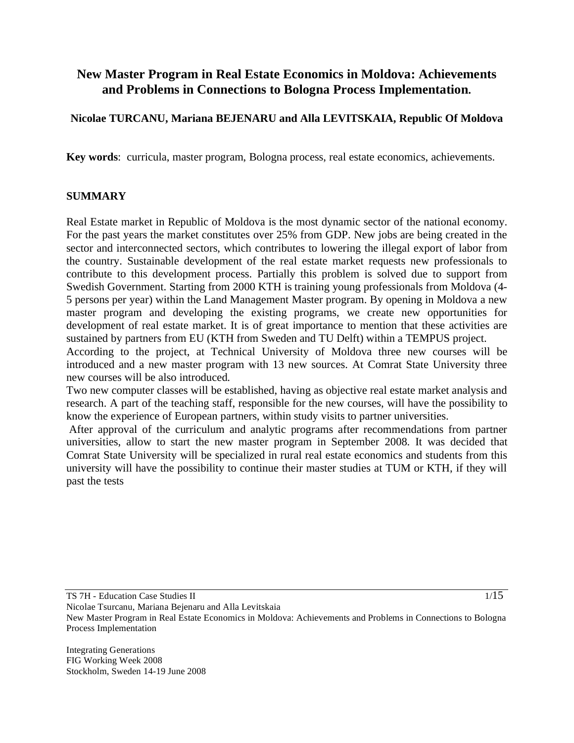# New Master Program in Real Estate Economics in Moldova: Achievements and Problems in Connections to Bologna Process Implementation.

**Nicolae TURCANU, Mariana BEJENARU and Alla LEVITSKAIA, Republic Of Moldova**

**Key words**: curricula, master program, Bologna process, real estate economics, achievements.

## SUMMARY

Real Estate market in Republic of Moldova is the most dynamic sector of the national economy. For the past years the market constitutes over 25% from GDP. New jobs are being created in the sector and interconnected sectors, which contributes to lowering the illegal export of labor from the country. Sustainable development of the real estate market requests new professionals to contribute to this development process. Partially this problem is solved due to support from Swedish Government. Starting from 2000 KTH is training young professionals from Moldova (4-5 persons per year) within the Land Management Master program. By opening in Moldova a new master program and developing the existing programs, we create new opportunities for development of real estate market. It is of great importance to mention that these activities are sustained by partners from EU (KTH from Sweden and TU Delft) within a TEMPUS project.

According to the project, at Technical University of Moldova three new courses will be introduced and a new master program with 13 new sources. At Comrat State University three new courses will be also introduced.

Two new computer classes will be established, having as objective real estate market analysis and research. A part of the teaching staff, responsible for the new courses, will have the possibility to know the experience of European partners, within study visits to partner universities.

After approval of the curriculum and analytic programs after recommendations from partner universities, allow to start the new master program in September 2008. It was decided that Comrat State University will be specialized in rural real estate economics and students from this university will have the possibility to continue their master studies at TUM or KTH, if they will past the tests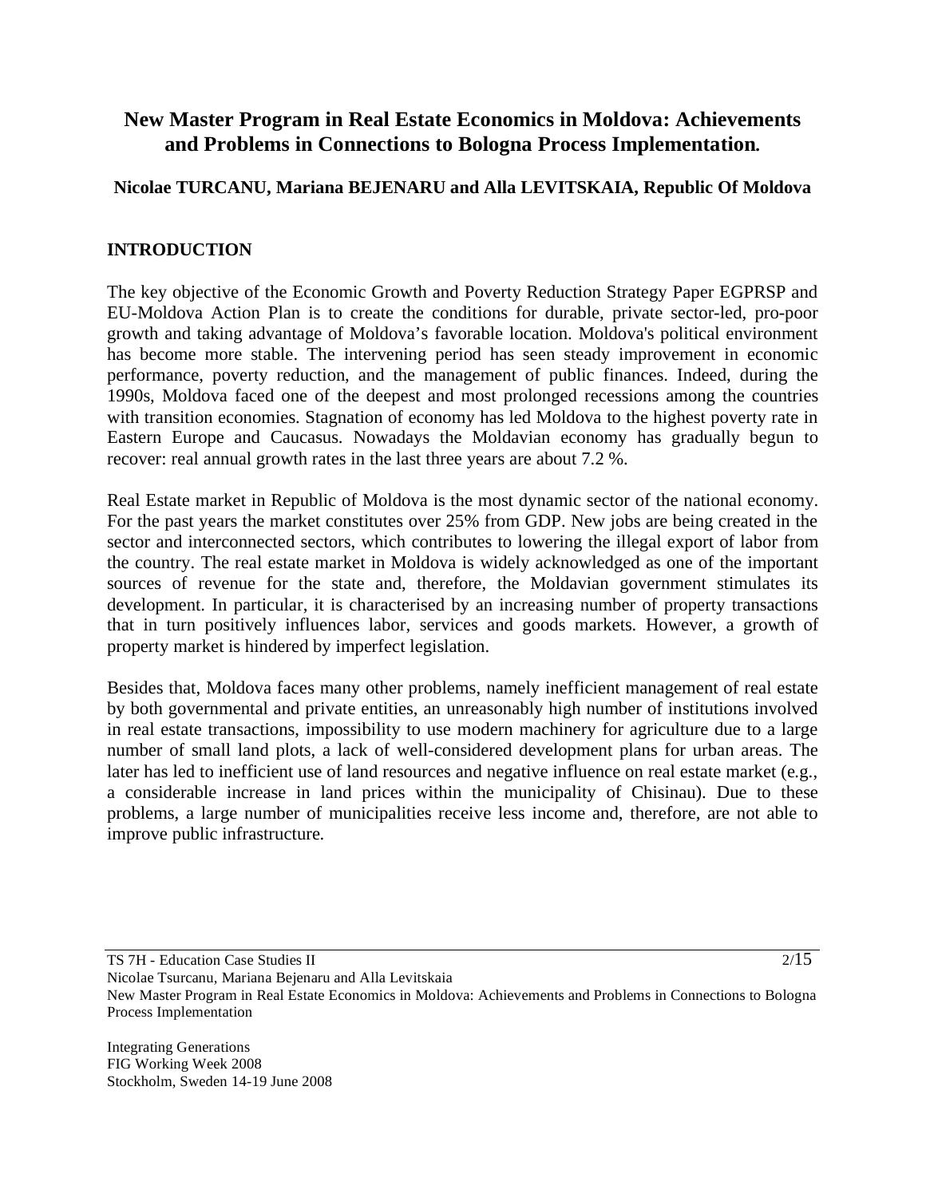# New Master Program in Real Estate Economics in Moldova: Achievements and Problems in Connections to Bologna Process Implementation.

**Nicolae TURCANU, Mariana BEJENARU and Alla LEVITSKAIA, Republic Of Moldova**

## INTRODUCTION

The key objective of the Economic Growth and Poverty Reduction Strategy Paper EGPRSP and EU-Moldova Action Plan is to create the conditions for durable, private sector-led, pro-poor growth and taking advantage of Moldova's favorable location. Moldova's political environment has become more stable. The intervening period has seen steady improvement in economic performance, poverty reduction, and the management of public finances. Indeed, during the 1990s, Moldova faced one of the deepest and most prolonged recessions among the countries with transition economies. Stagnation of economy has led Moldova to the highest poverty rate in Eastern Europe and Caucasus. Nowadays the Moldavian economy has gradually begun to recover: real annual growth rates in the last three years are about 7.2 %.

Real Estate market in Republic of Moldova is the most dynamic sector of the national economy. For the past years the market constitutes over 25% from GDP. New jobs are being created in the sector and interconnected sectors, which contributes to lowering the illegal export of labor from the country. The real estate market in Moldova is widely acknowledged as one of the important sources of revenue for the state and, therefore, the Moldavian government stimulates its development. In particular, it is characterised by an increasing number of property transactions that in turn positively influences labor, services and goods markets. However, a growth of property market is hindered by imperfect legislation.

Besides that, Moldova faces many other problems, namely inefficient management of real estate by both governmental and private entities, an unreasonably high number of institutions involved in real estate transactions, impossibility to use modern machinery for agriculture due to a large number of small land plots, a lack of well-considered development plans for urban areas. The later has led to inefficient use of land resources and negative influence on real estate market (e.g., a considerable increase in land prices within the municipality of Chisinau). Due to these problems, a large number of municipalities receive less income and, therefore, are not able to improve public infrastructure.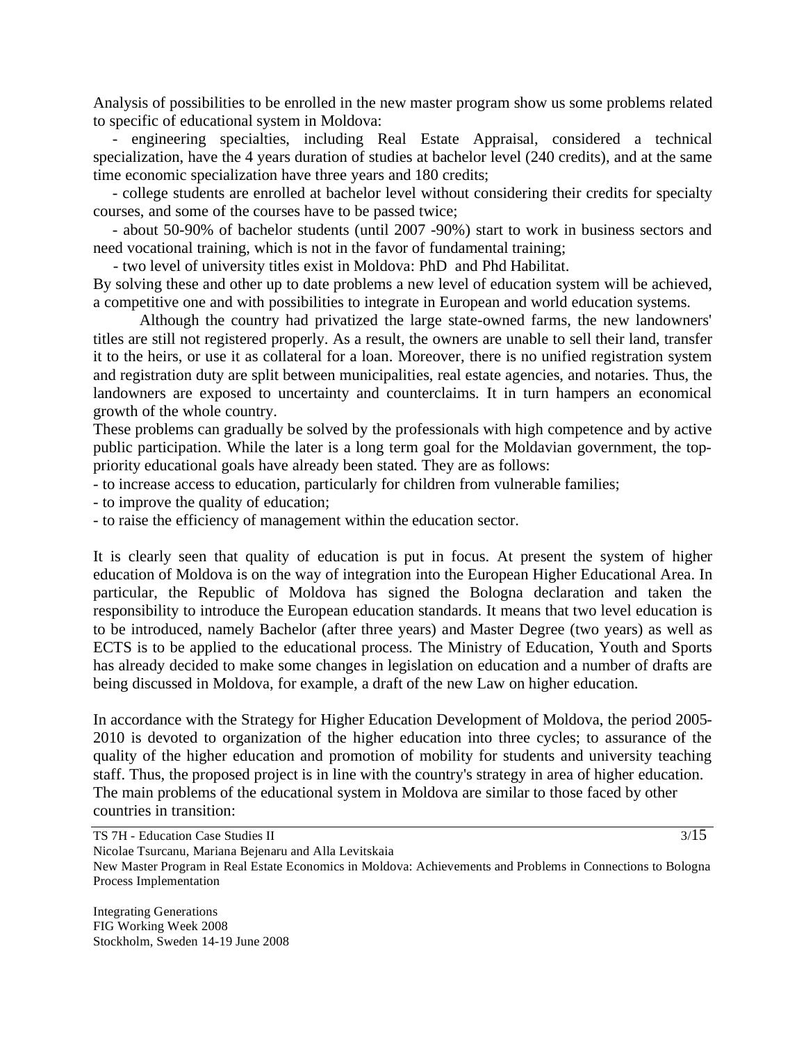Analysis of possibilities to be enrolled in the new master program show us some problems related to specific of educational system in Moldova:

- engineering specialties, including Real Estate Appraisal, considered a technical specialization, have the 4 years duration of studies at bachelor level (240 credits), and at the same time economic specialization have three years and 180 credits;
- college students are enrolled at bachelor level without considering their credits for specialty courses, and some of the courses have to be passed twice;
- about 50-90% of bachelor students (until 2007 -90%) start to work in business sectors and need vocational training, which is not in the favor of fundamental training;
- two level of university titles exist in Moldova: PhD and Phd Habilitat.

By solving these and other up to date problems a new level of education system will be achieved, a competitive one and with possibilities to integrate in European and world education systems.

Although the country had privatized the large state-owned farms, the new landowners' titles are still not registered properly. As a result, the owners are unable to sell their land, transfer it to the heirs, or use it as collateral for a loan. Moreover, there is no unified registration system and registration duty are split between municipalities, real estate agencies, and notaries. Thus, the landowners are exposed to uncertainty and counterclaims. It in turn hampers an economical growth of the whole country.

These problems can gradually be solved by the professionals with high competence and by active public participation. While the later is a long term goal for the Moldavian government, the top-priority educational goals have already been stated. They are as follows:

- to increase access to education, particularly for children from vulnerable families;
- to improve the quality of education;
- to raise the efficiency of management within the education sector.

It is clearly seen that quality of education is put in focus. At present the system of higher education of Moldova is on the way of integration into the European Higher Educational Area. In particular, the Republic of Moldova has signed the Bologna declaration and taken the responsibility to introduce the European education standards. It means that two level education is to be introduced, namely Bachelor (after three years) and Master Degree (two years) as well as ECTS is to be applied to the educational process. The Ministry of Education, Youth and Sports has already decided to make some changes in legislation on education and a number of drafts are being discussed in Moldova, for example, a draft of the new Law on higher education.

In accordance with the Strategy for Higher Education Development of Moldova, the period 2005-2010 is devoted to organization of the higher education into three cycles; to assurance of the quality of the higher education and promotion of mobility for students and university teaching staff. Thus, the proposed project is in line with the country's strategy in area of higher education. The main problems of the educational system in Moldova are similar to those faced by other countries in transition: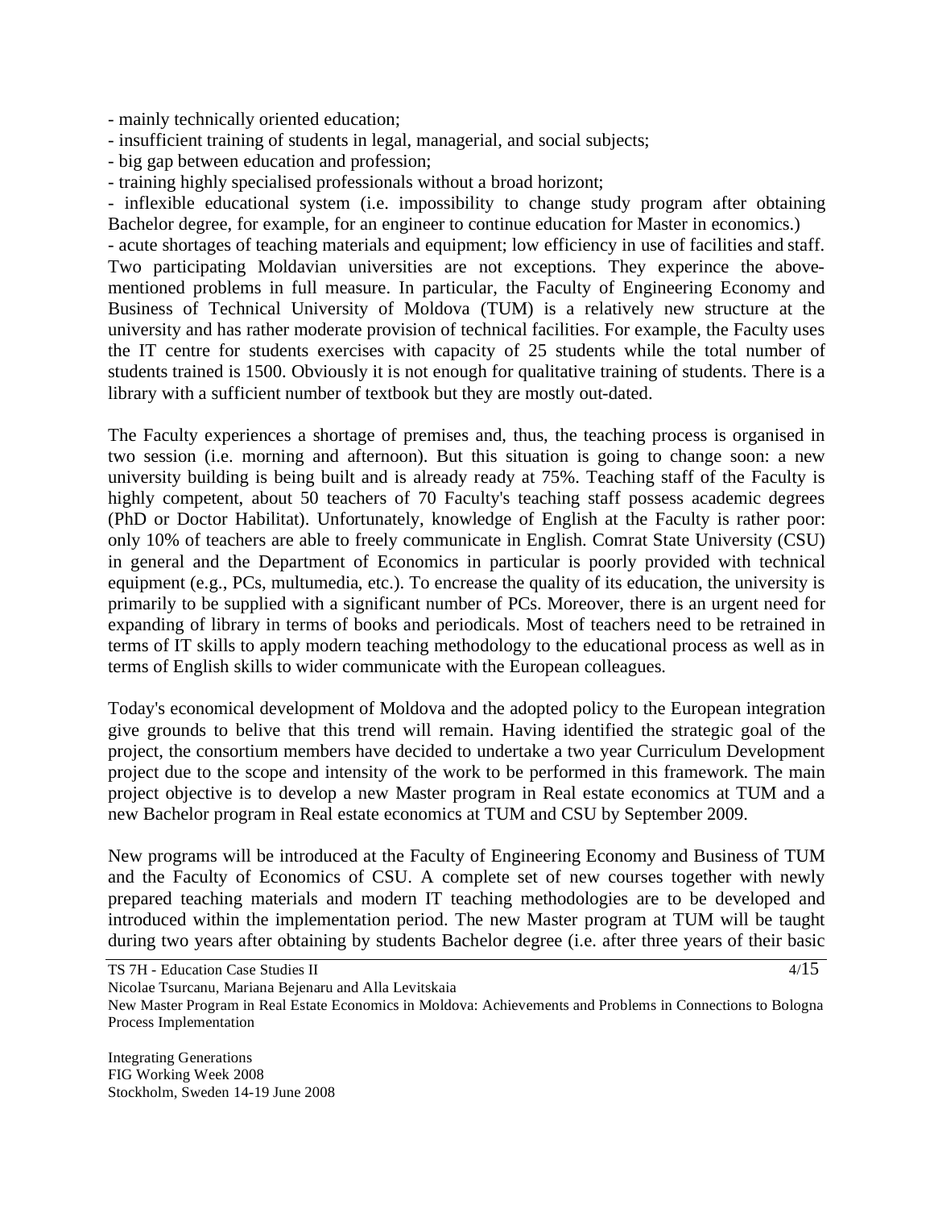- mainly technically oriented education;
- insufficient training of students in legal, managerial, and social subjects;
- big gap between education and profession;
- training highly specialised professionals without a broad horizont;
- inflexible educational system (i.e. impossibility to change study program after obtaining Bachelor degree, for example, for an engineer to continue education for Master in economics.)
- acute shortages of teaching materials and equipment; low efficiency in use of facilities and staff.

Two participating Moldavian universities are not exceptions. They experince the above-mentioned problems in full measure. In particular, the Faculty of Engineering Economy and Business of Technical University of Moldova (TUM) is a relatively new structure at the university and has rather moderate provision of technical facilities. For example, the Faculty uses the IT centre for students exercises with capacity of 25 students while the total number of students trained is 1500. Obviously it is not enough for qualitative training of students. There is a library with a sufficient number of textbook but they are mostly out-dated.

The Faculty experiences a shortage of premises and, thus, the teaching process is organised in two session (i.e. morning and afternoon). But this situation is going to change soon: a new university building is being built and is already ready at 75%. Teaching staff of the Faculty is highly competent, about 50 teachers of 70 Faculty's teaching staff possess academic degrees (PhD or Doctor Habilitat). Unfortunately, knowledge of English at the Faculty is rather poor: only 10% of teachers are able to freely communicate in English. Comrat State University (CSU) in general and the Department of Economics in particular is poorly provided with technical equipment (e.g., PCs, multumedia, etc.). To encrease the quality of its education, the university is primarily to be supplied with a significant number of PCs. Moreover, there is an urgent need for expanding of library in terms of books and periodicals. Most of teachers need to be retrained in terms of IT skills to apply modern teaching methodology to the educational process as well as in terms of English skills to wider communicate with the European colleagues.

Today's economical development of Moldova and the adopted policy to the European integration give grounds to belive that this trend will remain. Having identified the strategic goal of the project, the consortium members have decided to undertake a two year Curriculum Development project due to the scope and intensity of the work to be performed in this framework. The main project objective is to develop a new Master program in Real estate economics at TUM and a new Bachelor program in Real estate economics at TUM and CSU by September 2009.

New programs will be introduced at the Faculty of Engineering Economy and Business of TUM and the Faculty of Economics of CSU. A complete set of new courses together with newly prepared teaching materials and modern IT teaching methodologies are to be developed and introduced within the implementation period. The new Master program at TUM will be taught during two years after obtaining by students Bachelor degree (i.e. after three years of their basic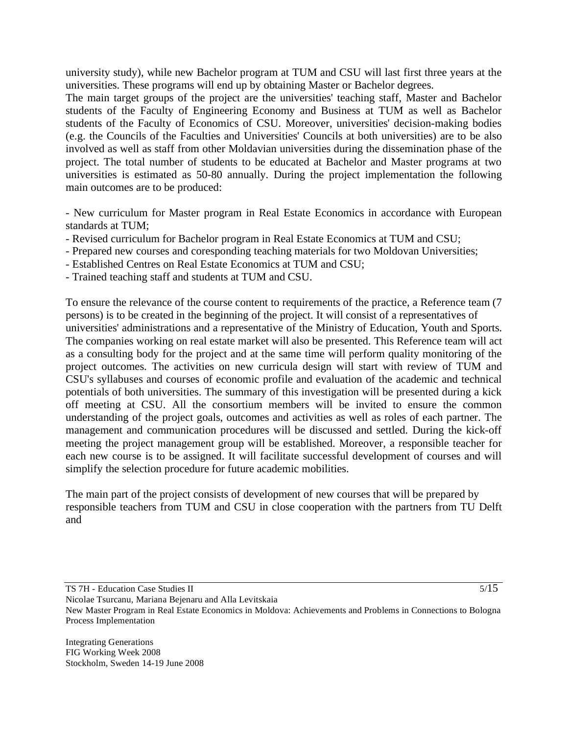university study), while new Bachelor program at TUM and CSU will last first three years at the universities. These programs will end up by obtaining Master or Bachelor degrees.

The main target groups of the project are the universities' teaching staff, Master and Bachelor students of the Faculty of Engineering Economy and Business at TUM as well as Bachelor students of the Faculty of Economics of CSU. Moreover, universities' decision-making bodies (e.g. the Councils of the Faculties and Universities' Councils at both universities) are to be also involved as well as staff from other Moldavian universities during the dissemination phase of the project. The total number of students to be educated at Bachelor and Master programs at two universities is estimated as 50-80 annually. During the project implementation the following main outcomes are to be produced:

- New curriculum for Master program in Real Estate Economics in accordance with European standards at TUM;
- Revised curriculum for Bachelor program in Real Estate Economics at TUM and CSU;
- Prepared new courses and coresponding teaching materials for two Moldovan Universities;
- Established Centres on Real Estate Economics at TUM and CSU;
- Trained teaching staff and students at TUM and CSU.

To ensure the relevance of the course content to requirements of the practice, a Reference team (7 persons) is to be created in the beginning of the project. It will consist of a representatives of universities' administrations and a representative of the Ministry of Education, Youth and Sports. The companies working on real estate market will also be presented. This Reference team will act as a consulting body for the project and at the same time will perform quality monitoring of the project outcomes. The activities on new curricula design will start with review of TUM and CSU's syllabuses and courses of economic profile and evaluation of the academic and technical potentials of both universities. The summary of this investigation will be presented during a kick off meeting at CSU. All the consortium members will be invited to ensure the common understanding of the project goals, outcomes and activities as well as roles of each partner. The management and communication procedures will be discussed and settled. During the kick-off meeting the project management group will be established. Moreover, a responsible teacher for each new course is to be assigned. It will facilitate successful development of courses and will simplify the selection procedure for future academic mobilities.

The main part of the project consists of development of new courses that will be prepared by responsible teachers from TUM and CSU in close cooperation with the partners from TU Delft and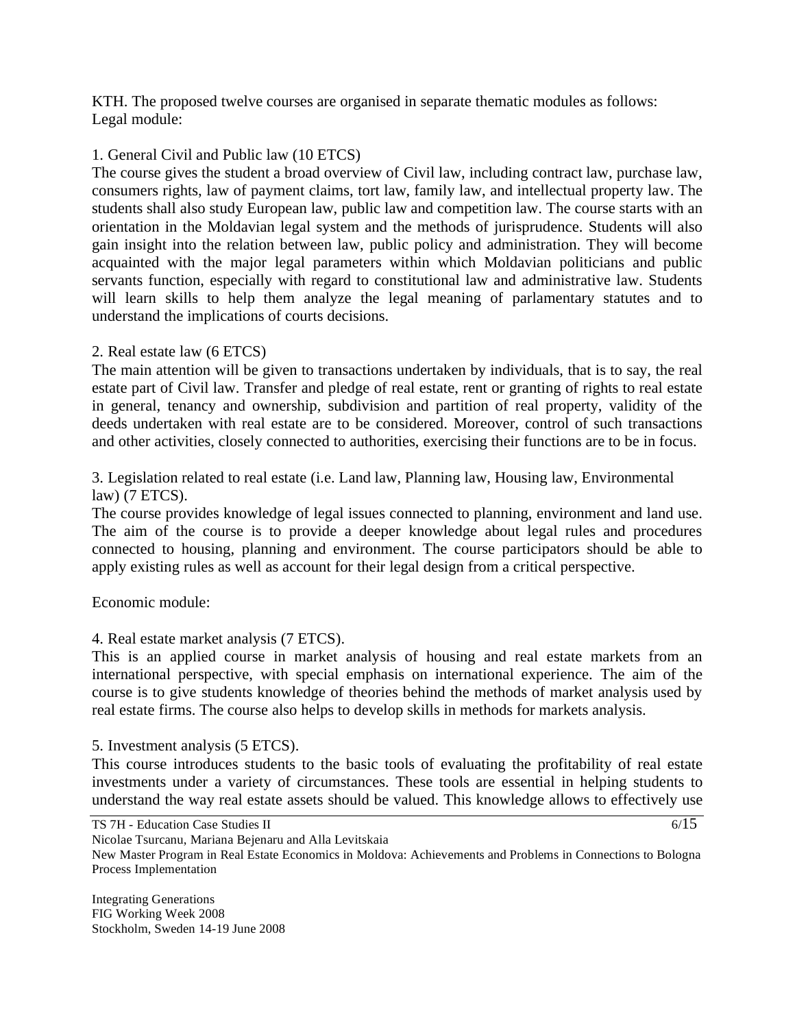KTH. The proposed twelve courses are organised in separate thematic modules as follows:
Legal module:

1. General Civil and Public law (10 ETCS)

The course gives the student a broad overview of Civil law, including contract law, purchase law, consumers rights, law of payment claims, tort law, family law, and intellectual property law. The students shall also study European law, public law and competition law. The course starts with an orientation in the Moldavian legal system and the methods of jurisprudence. Students will also gain insight into the relation between law, public policy and administration. They will become acquainted with the major legal parameters within which Moldavian politicians and public servants function, especially with regard to constitutional law and administrative law. Students will learn skills to help them analyze the legal meaning of parlamentary statutes and to understand the implications of courts decisions.

2. Real estate law (6 ETCS)

The main attention will be given to transactions undertaken by individuals, that is to say, the real estate part of Civil law. Transfer and pledge of real estate, rent or granting of rights to real estate in general, tenancy and ownership, subdivision and partition of real property, validity of the deeds undertaken with real estate are to be considered. Moreover, control of such transactions and other activities, closely connected to authorities, exercising their functions are to be in focus.

3. Legislation related to real estate (i.e. Land law, Planning law, Housing law, Environmental law) (7 ETCS).

The course provides knowledge of legal issues connected to planning, environment and land use. The aim of the course is to provide a deeper knowledge about legal rules and procedures connected to housing, planning and environment. The course participators should be able to apply existing rules as well as account for their legal design from a critical perspective.

Economic module:

4. Real estate market analysis (7 ETCS).

This is an applied course in market analysis of housing and real estate markets from an international perspective, with special emphasis on international experience. The aim of the course is to give students knowledge of theories behind the methods of market analysis used by real estate firms. The course also helps to develop skills in methods for markets analysis.

5. Investment analysis (5 ETCS).

This course introduces students to the basic tools of evaluating the profitability of real estate investments under a variety of circumstances. These tools are essential in helping students to understand the way real estate assets should be valued. This knowledge allows to effectively use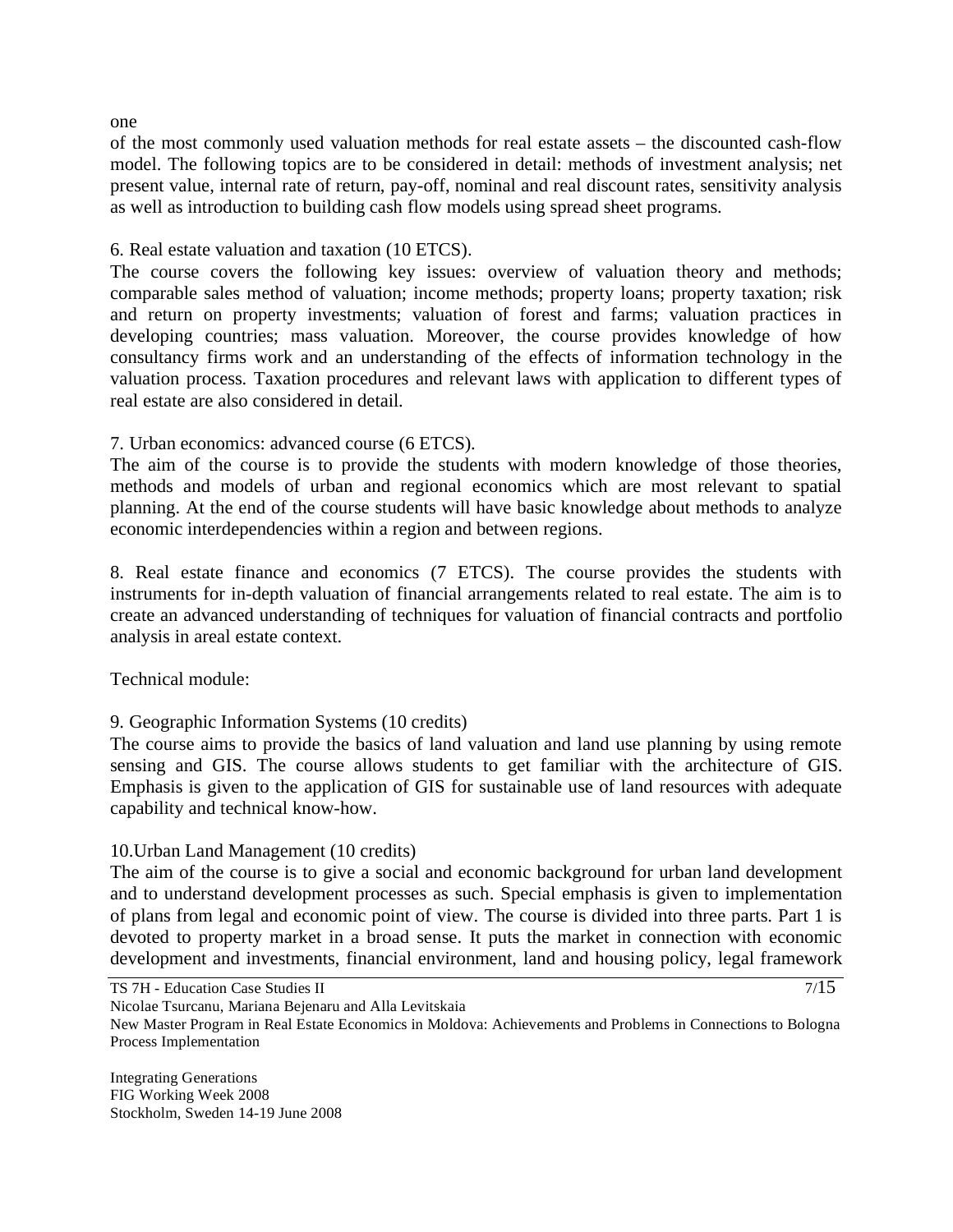one
of the most commonly used valuation methods for real estate assets – the discounted cash-flow model. The following topics are to be considered in detail: methods of investment analysis; net present value, internal rate of return, pay-off, nominal and real discount rates, sensitivity analysis as well as introduction to building cash flow models using spread sheet programs.

6. Real estate valuation and taxation (10 ETCS).
The course covers the following key issues: overview of valuation theory and methods; comparable sales method of valuation; income methods; property loans; property taxation; risk and return on property investments; valuation of forest and farms; valuation practices in developing countries; mass valuation. Moreover, the course provides knowledge of how consultancy firms work and an understanding of the effects of information technology in the valuation process. Taxation procedures and relevant laws with application to different types of real estate are also considered in detail.

7. Urban economics: advanced course (6 ETCS).
The aim of the course is to provide the students with modern knowledge of those theories, methods and models of urban and regional economics which are most relevant to spatial planning. At the end of the course students will have basic knowledge about methods to analyze economic interdependencies within a region and between regions.

8. Real estate finance and economics (7 ETCS). The course provides the students with instruments for in-depth valuation of financial arrangements related to real estate. The aim is to create an advanced understanding of techniques for valuation of financial contracts and portfolio analysis in areal estate context.

Technical module:

9. Geographic Information Systems (10 credits)
The course aims to provide the basics of land valuation and land use planning by using remote sensing and GIS. The course allows students to get familiar with the architecture of GIS. Emphasis is given to the application of GIS for sustainable use of land resources with adequate capability and technical know-how.

10.Urban Land Management (10 credits)
The aim of the course is to give a social and economic background for urban land development and to understand development processes as such. Special emphasis is given to implementation of plans from legal and economic point of view. The course is divided into three parts. Part 1 is devoted to property market in a broad sense. It puts the market in connection with economic development and investments, financial environment, land and housing policy, legal framework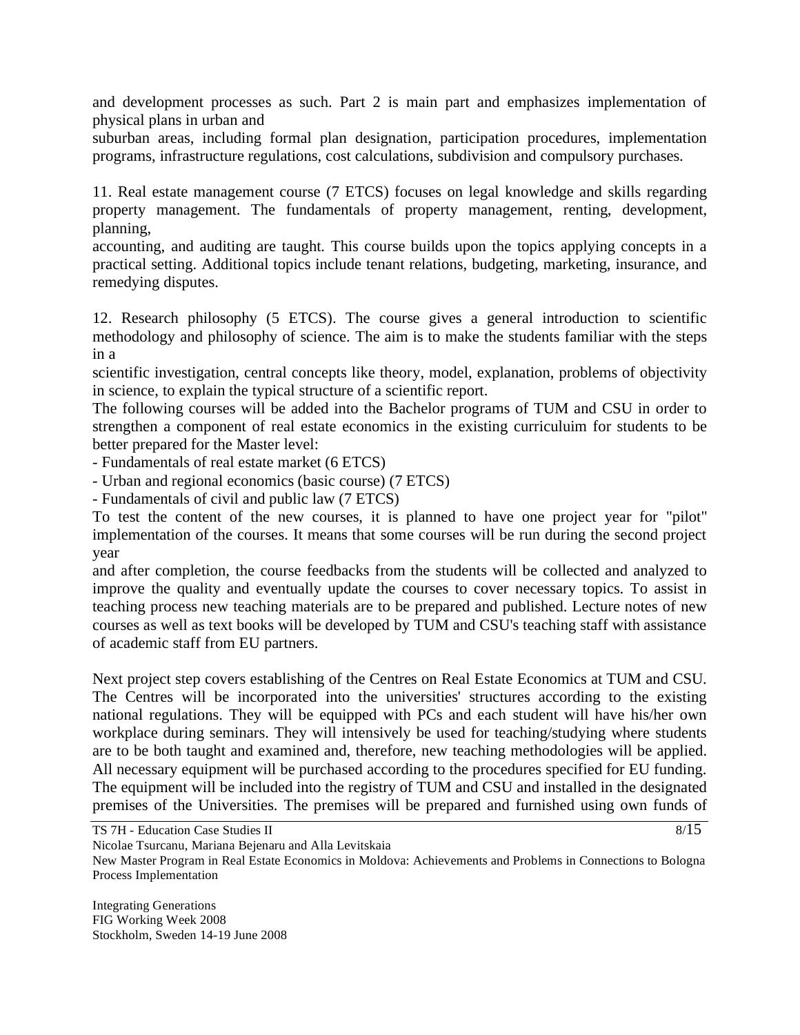and development processes as such. Part 2 is main part and emphasizes implementation of physical plans in urban and suburban areas, including formal plan designation, participation procedures, implementation programs, infrastructure regulations, cost calculations, subdivision and compulsory purchases.

11. Real estate management course (7 ETCS) focuses on legal knowledge and skills regarding property management. The fundamentals of property management, renting, development, planning, accounting, and auditing are taught. This course builds upon the topics applying concepts in a practical setting. Additional topics include tenant relations, budgeting, marketing, insurance, and remedying disputes.

12. Research philosophy (5 ETCS). The course gives a general introduction to scientific methodology and philosophy of science. The aim is to make the students familiar with the steps in a scientific investigation, central concepts like theory, model, explanation, problems of objectivity in science, to explain the typical structure of a scientific report.

The following courses will be added into the Bachelor programs of TUM and CSU in order to strengthen a component of real estate economics in the existing curriculuim for students to be better prepared for the Master level:

- Fundamentals of real estate market (6 ETCS)
- Urban and regional economics (basic course) (7 ETCS)
- Fundamentals of civil and public law (7 ETCS)

To test the content of the new courses, it is planned to have one project year for "pilot" implementation of the courses. It means that some courses will be run during the second project year and after completion, the course feedbacks from the students will be collected and analyzed to improve the quality and eventually update the courses to cover necessary topics. To assist in teaching process new teaching materials are to be prepared and published. Lecture notes of new courses as well as text books will be developed by TUM and CSU's teaching staff with assistance of academic staff from EU partners.

Next project step covers establishing of the Centres on Real Estate Economics at TUM and CSU. The Centres will be incorporated into the universities' structures according to the existing national regulations. They will be equipped with PCs and each student will have his/her own workplace during seminars. They will intensively be used for teaching/studying where students are to be both taught and examined and, therefore, new teaching methodologies will be applied. All necessary equipment will be purchased according to the procedures specified for EU funding. The equipment will be included into the registry of TUM and CSU and installed in the designated premises of the Universities. The premises will be prepared and furnished using own funds of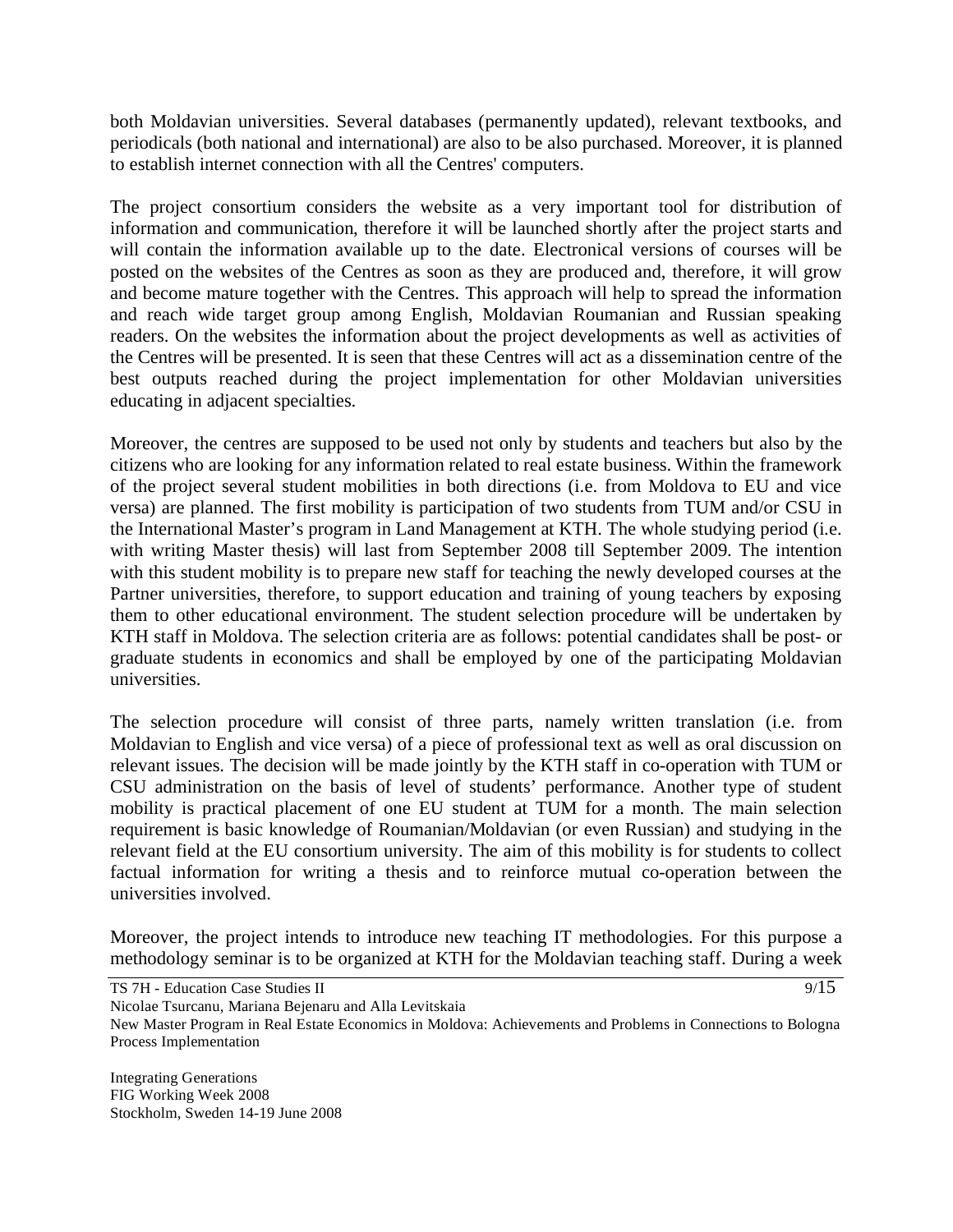both Moldavian universities. Several databases (permanently updated), relevant textbooks, and periodicals (both national and international) are also to be also purchased. Moreover, it is planned to establish internet connection with all the Centres' computers.

The project consortium considers the website as a very important tool for distribution of information and communication, therefore it will be launched shortly after the project starts and will contain the information available up to the date. Electronical versions of courses will be posted on the websites of the Centres as soon as they are produced and, therefore, it will grow and become mature together with the Centres. This approach will help to spread the information and reach wide target group among English, Moldavian Roumanian and Russian speaking readers. On the websites the information about the project developments as well as activities of the Centres will be presented. It is seen that these Centres will act as a dissemination centre of the best outputs reached during the project implementation for other Moldavian universities educating in adjacent specialties.

Moreover, the centres are supposed to be used not only by students and teachers but also by the citizens who are looking for any information related to real estate business. Within the framework of the project several student mobilities in both directions (i.e. from Moldova to EU and vice versa) are planned. The first mobility is participation of two students from TUM and/or CSU in the International Master's program in Land Management at KTH. The whole studying period (i.e. with writing Master thesis) will last from September 2008 till September 2009. The intention with this student mobility is to prepare new staff for teaching the newly developed courses at the Partner universities, therefore, to support education and training of young teachers by exposing them to other educational environment. The student selection procedure will be undertaken by KTH staff in Moldova. The selection criteria are as follows: potential candidates shall be post- or graduate students in economics and shall be employed by one of the participating Moldavian universities.

The selection procedure will consist of three parts, namely written translation (i.e. from Moldavian to English and vice versa) of a piece of professional text as well as oral discussion on relevant issues. The decision will be made jointly by the KTH staff in co-operation with TUM or CSU administration on the basis of level of students' performance. Another type of student mobility is practical placement of one EU student at TUM for a month. The main selection requirement is basic knowledge of Roumanian/Moldavian (or even Russian) and studying in the relevant field at the EU consortium university. The aim of this mobility is for students to collect factual information for writing a thesis and to reinforce mutual co-operation between the universities involved.

Moreover, the project intends to introduce new teaching IT methodologies. For this purpose a methodology seminar is to be organized at KTH for the Moldavian teaching staff. During a week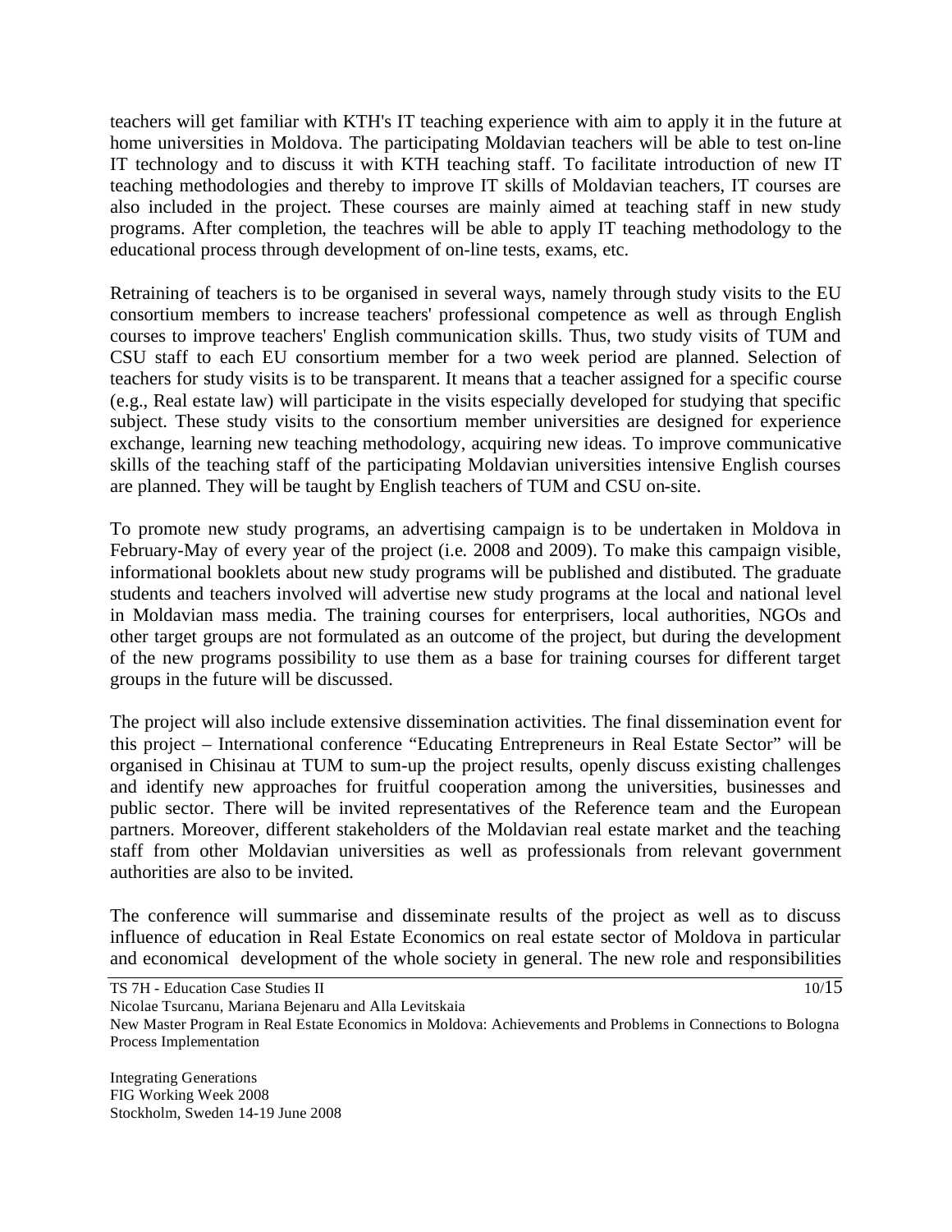teachers will get familiar with KTH's IT teaching experience with aim to apply it in the future at home universities in Moldova. The participating Moldavian teachers will be able to test on-line IT technology and to discuss it with KTH teaching staff. To facilitate introduction of new IT teaching methodologies and thereby to improve IT skills of Moldavian teachers, IT courses are also included in the project. These courses are mainly aimed at teaching staff in new study programs. After completion, the teachres will be able to apply IT teaching methodology to the educational process through development of on-line tests, exams, etc.

Retraining of teachers is to be organised in several ways, namely through study visits to the EU consortium members to increase teachers' professional competence as well as through English courses to improve teachers' English communication skills. Thus, two study visits of TUM and CSU staff to each EU consortium member for a two week period are planned. Selection of teachers for study visits is to be transparent. It means that a teacher assigned for a specific course (e.g., Real estate law) will participate in the visits especially developed for studying that specific subject. These study visits to the consortium member universities are designed for experience exchange, learning new teaching methodology, acquiring new ideas. To improve communicative skills of the teaching staff of the participating Moldavian universities intensive English courses are planned. They will be taught by English teachers of TUM and CSU on-site.

To promote new study programs, an advertising campaign is to be undertaken in Moldova in February-May of every year of the project (i.e. 2008 and 2009). To make this campaign visible, informational booklets about new study programs will be published and distibuted. The graduate students and teachers involved will advertise new study programs at the local and national level in Moldavian mass media. The training courses for enterprisers, local authorities, NGOs and other target groups are not formulated as an outcome of the project, but during the development of the new programs possibility to use them as a base for training courses for different target groups in the future will be discussed.

The project will also include extensive dissemination activities. The final dissemination event for this project – International conference "Educating Entrepreneurs in Real Estate Sector" will be organised in Chisinau at TUM to sum-up the project results, openly discuss existing challenges and identify new approaches for fruitful cooperation among the universities, businesses and public sector. There will be invited representatives of the Reference team and the European partners. Moreover, different stakeholders of the Moldavian real estate market and the teaching staff from other Moldavian universities as well as professionals from relevant government authorities are also to be invited.

The conference will summarise and disseminate results of the project as well as to discuss influence of education in Real Estate Economics on real estate sector of Moldova in particular and economical development of the whole society in general. The new role and responsibilities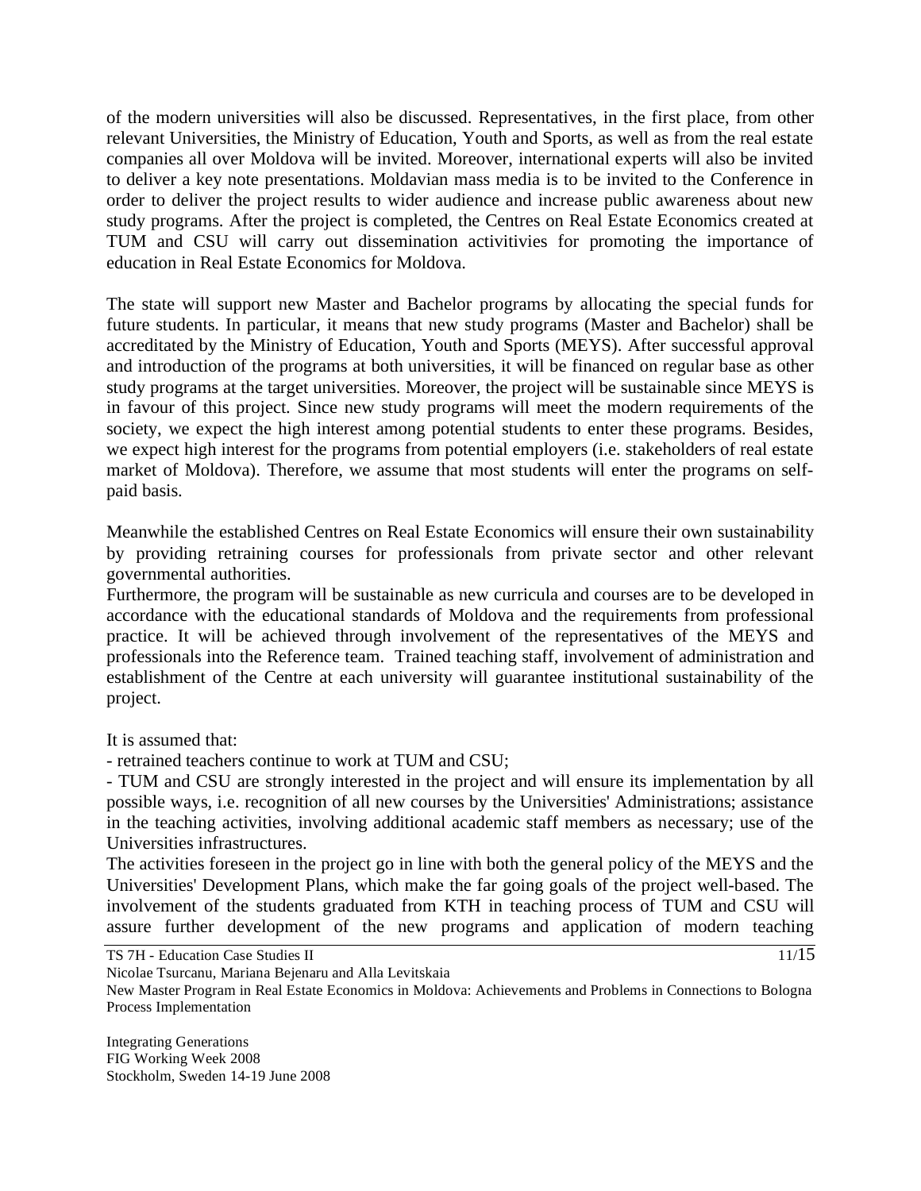of the modern universities will also be discussed. Representatives, in the first place, from other relevant Universities, the Ministry of Education, Youth and Sports, as well as from the real estate companies all over Moldova will be invited. Moreover, international experts will also be invited to deliver a key note presentations. Moldavian mass media is to be invited to the Conference in order to deliver the project results to wider audience and increase public awareness about new study programs. After the project is completed, the Centres on Real Estate Economics created at TUM and CSU will carry out dissemination activitivies for promoting the importance of education in Real Estate Economics for Moldova.

The state will support new Master and Bachelor programs by allocating the special funds for future students. In particular, it means that new study programs (Master and Bachelor) shall be accreditated by the Ministry of Education, Youth and Sports (MEYS). After successful approval and introduction of the programs at both universities, it will be financed on regular base as other study programs at the target universities. Moreover, the project will be sustainable since MEYS is in favour of this project. Since new study programs will meet the modern requirements of the society, we expect the high interest among potential students to enter these programs. Besides, we expect high interest for the programs from potential employers (i.e. stakeholders of real estate market of Moldova). Therefore, we assume that most students will enter the programs on self-paid basis.

Meanwhile the established Centres on Real Estate Economics will ensure their own sustainability by providing retraining courses for professionals from private sector and other relevant governmental authorities.
Furthermore, the program will be sustainable as new curricula and courses are to be developed in accordance with the educational standards of Moldova and the requirements from professional practice. It will be achieved through involvement of the representatives of the MEYS and professionals into the Reference team. Trained teaching staff, involvement of administration and establishment of the Centre at each university will guarantee institutional sustainability of the project.

It is assumed that:
- retrained teachers continue to work at TUM and CSU;
- TUM and CSU are strongly interested in the project and will ensure its implementation by all possible ways, i.e. recognition of all new courses by the Universities' Administrations; assistance in the teaching activities, involving additional academic staff members as necessary; use of the Universities infrastructures.

The activities foreseen in the project go in line with both the general policy of the MEYS and the Universities' Development Plans, which make the far going goals of the project well-based. The involvement of the students graduated from KTH in teaching process of TUM and CSU will assure further development of the new programs and application of modern teaching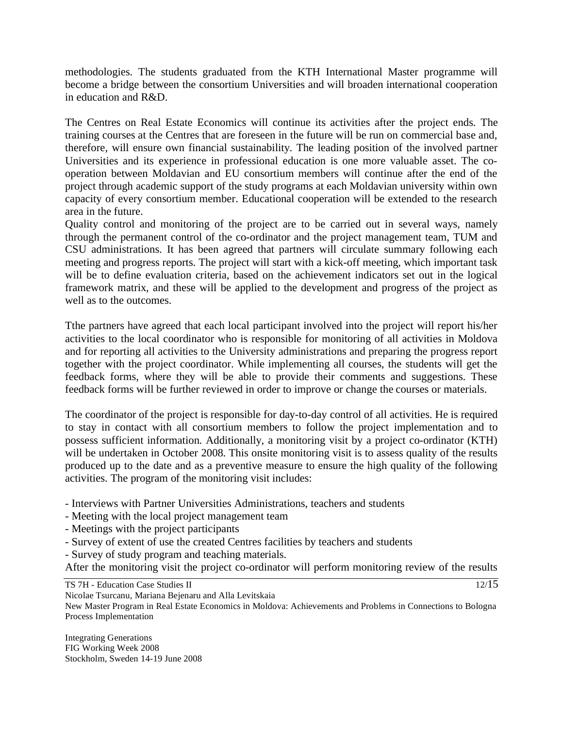methodologies. The students graduated from the KTH International Master programme will become a bridge between the consortium Universities and will broaden international cooperation in education and R&D.

The Centres on Real Estate Economics will continue its activities after the project ends. The training courses at the Centres that are foreseen in the future will be run on commercial base and, therefore, will ensure own financial sustainability. The leading position of the involved partner Universities and its experience in professional education is one more valuable asset. The co-operation between Moldavian and EU consortium members will continue after the end of the project through academic support of the study programs at each Moldavian university within own capacity of every consortium member. Educational cooperation will be extended to the research area in the future.

Quality control and monitoring of the project are to be carried out in several ways, namely through the permanent control of the co-ordinator and the project management team, TUM and CSU administrations. It has been agreed that partners will circulate summary following each meeting and progress reports. The project will start with a kick-off meeting, which important task will be to define evaluation criteria, based on the achievement indicators set out in the logical framework matrix, and these will be applied to the development and progress of the project as well as to the outcomes.

Tthe partners have agreed that each local participant involved into the project will report his/her activities to the local coordinator who is responsible for monitoring of all activities in Moldova and for reporting all activities to the University administrations and preparing the progress report together with the project coordinator. While implementing all courses, the students will get the feedback forms, where they will be able to provide their comments and suggestions. These feedback forms will be further reviewed in order to improve or change the courses or materials.

The coordinator of the project is responsible for day-to-day control of all activities. He is required to stay in contact with all consortium members to follow the project implementation and to possess sufficient information. Additionally, a monitoring visit by a project co-ordinator (KTH) will be undertaken in October 2008. This onsite monitoring visit is to assess quality of the results produced up to the date and as a preventive measure to ensure the high quality of the following activities. The program of the monitoring visit includes:

- Interviews with Partner Universities Administrations, teachers and students
- Meeting with the local project management team
- Meetings with the project participants
- Survey of extent of use the created Centres facilities by teachers and students
- Survey of study program and teaching materials.

After the monitoring visit the project co-ordinator will perform monitoring review of the results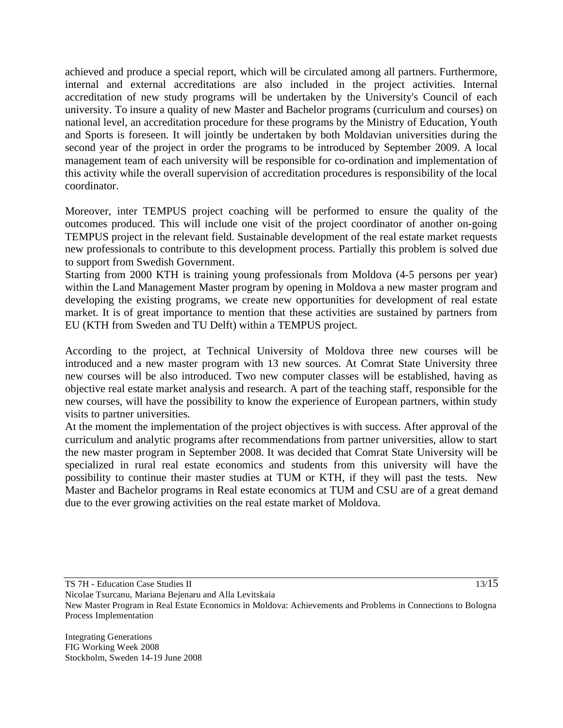achieved and produce a special report, which will be circulated among all partners. Furthermore, internal and external accreditations are also included in the project activities. Internal accreditation of new study programs will be undertaken by the University's Council of each university. To insure a quality of new Master and Bachelor programs (curriculum and courses) on national level, an accreditation procedure for these programs by the Ministry of Education, Youth and Sports is foreseen. It will jointly be undertaken by both Moldavian universities during the second year of the project in order the programs to be introduced by September 2009. A local management team of each university will be responsible for co-ordination and implementation of this activity while the overall supervision of accreditation procedures is responsibility of the local coordinator.

Moreover, inter TEMPUS project coaching will be performed to ensure the quality of the outcomes produced. This will include one visit of the project coordinator of another on-going TEMPUS project in the relevant field. Sustainable development of the real estate market requests new professionals to contribute to this development process. Partially this problem is solved due to support from Swedish Government.

Starting from 2000 KTH is training young professionals from Moldova (4-5 persons per year) within the Land Management Master program by opening in Moldova a new master program and developing the existing programs, we create new opportunities for development of real estate market. It is of great importance to mention that these activities are sustained by partners from EU (KTH from Sweden and TU Delft) within a TEMPUS project.

According to the project, at Technical University of Moldova three new courses will be introduced and a new master program with 13 new sources. At Comrat State University three new courses will be also introduced. Two new computer classes will be established, having as objective real estate market analysis and research. A part of the teaching staff, responsible for the new courses, will have the possibility to know the experience of European partners, within study visits to partner universities.

At the moment the implementation of the project objectives is with success. After approval of the curriculum and analytic programs after recommendations from partner universities, allow to start the new master program in September 2008. It was decided that Comrat State University will be specialized in rural real estate economics and students from this university will have the possibility to continue their master studies at TUM or KTH, if they will past the tests. New Master and Bachelor programs in Real estate economics at TUM and CSU are of a great demand due to the ever growing activities on the real estate market of Moldova.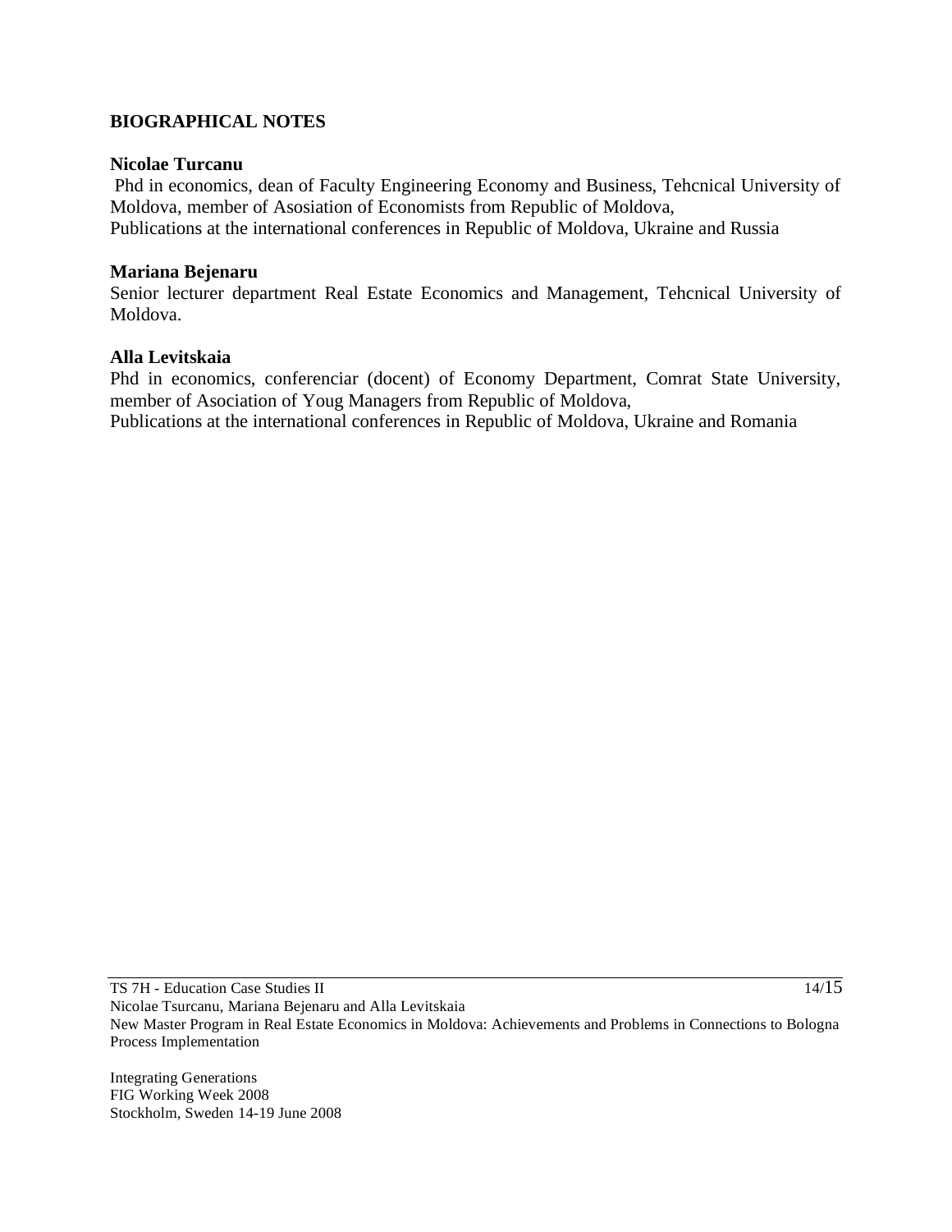## BIOGRAPHICAL NOTES

**Nicolae Turcanu**

Phd in economics, dean of Faculty Engineering Economy and Business, Tehcnical University of Moldova, member of Asosiation of Economists from Republic of Moldova,
Publications at the international conferences in Republic of Moldova, Ukraine and Russia

**Mariana Bejenaru**

Senior lecturer department Real Estate Economics and Management, Tehcnical University of Moldova.

**Alla Levitskaia**

Phd in economics, conferenciar (docent) of Economy Department, Comrat State University, member of Asociation of Youg Managers from Republic of Moldova,
Publications at the international conferences in Republic of Moldova, Ukraine and Romania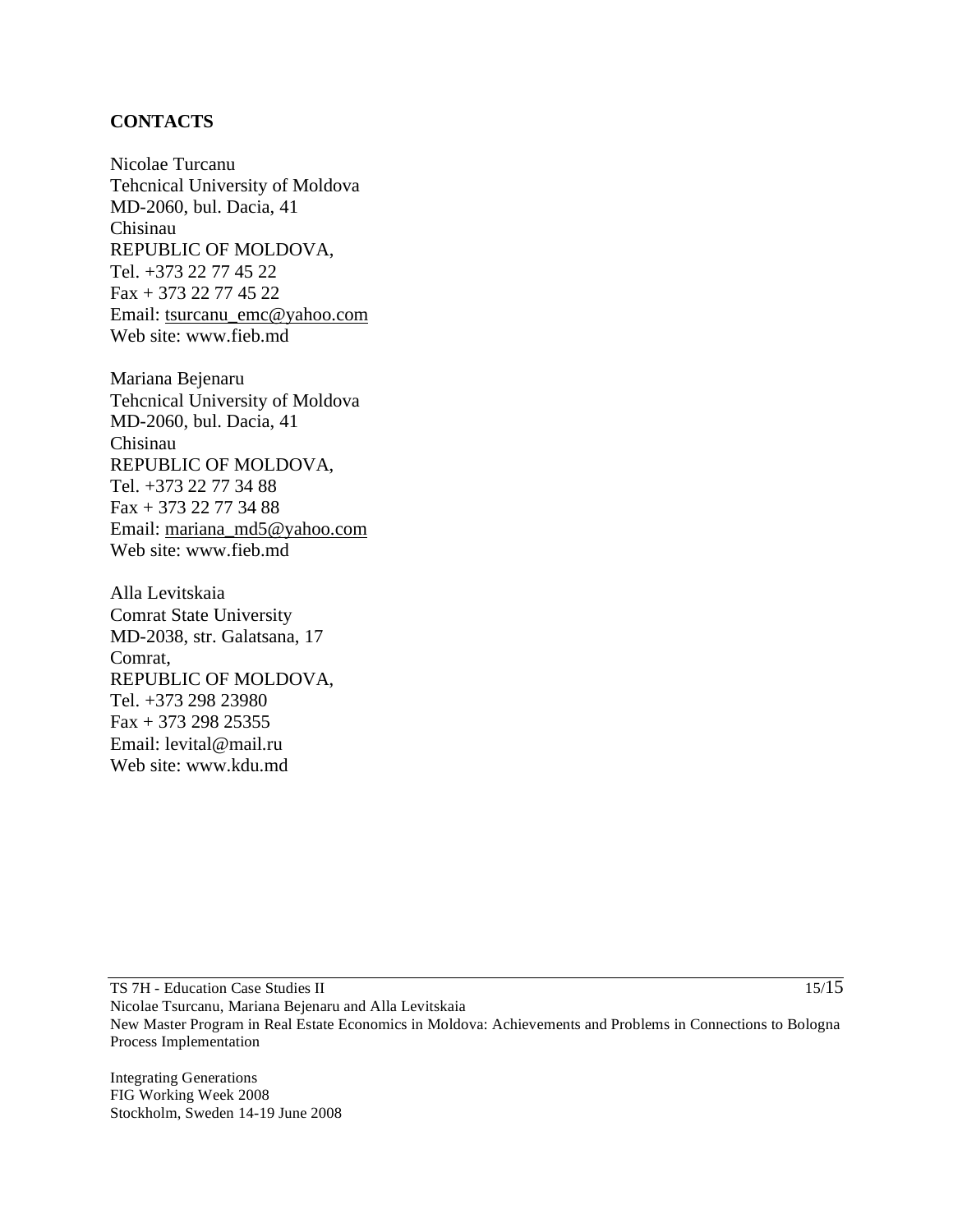**CONTACTS**

Nicolae Turcanu
Tehcnical University of Moldova
MD-2060, bul. Dacia, 41
Chisinau
REPUBLIC OF MOLDOVA,
Tel. +373 22 77 45 22
Fax + 373 22 77 45 22
Email: tsurcanu_emc@yahoo.com
Web site: www.fieb.md

Mariana Bejenaru
Tehcnical University of Moldova
MD-2060, bul. Dacia, 41
Chisinau
REPUBLIC OF MOLDOVA,
Tel. +373 22 77 34 88
Fax + 373 22 77 34 88
Email: mariana_md5@yahoo.com
Web site: www.fieb.md

Alla Levitskaia
Comrat State University
MD-2038, str. Galatsana, 17
Comrat,
REPUBLIC OF MOLDOVA,
Tel. +373 298 23980
Fax + 373 298 25355
Email: levital@mail.ru
Web site: www.kdu.md